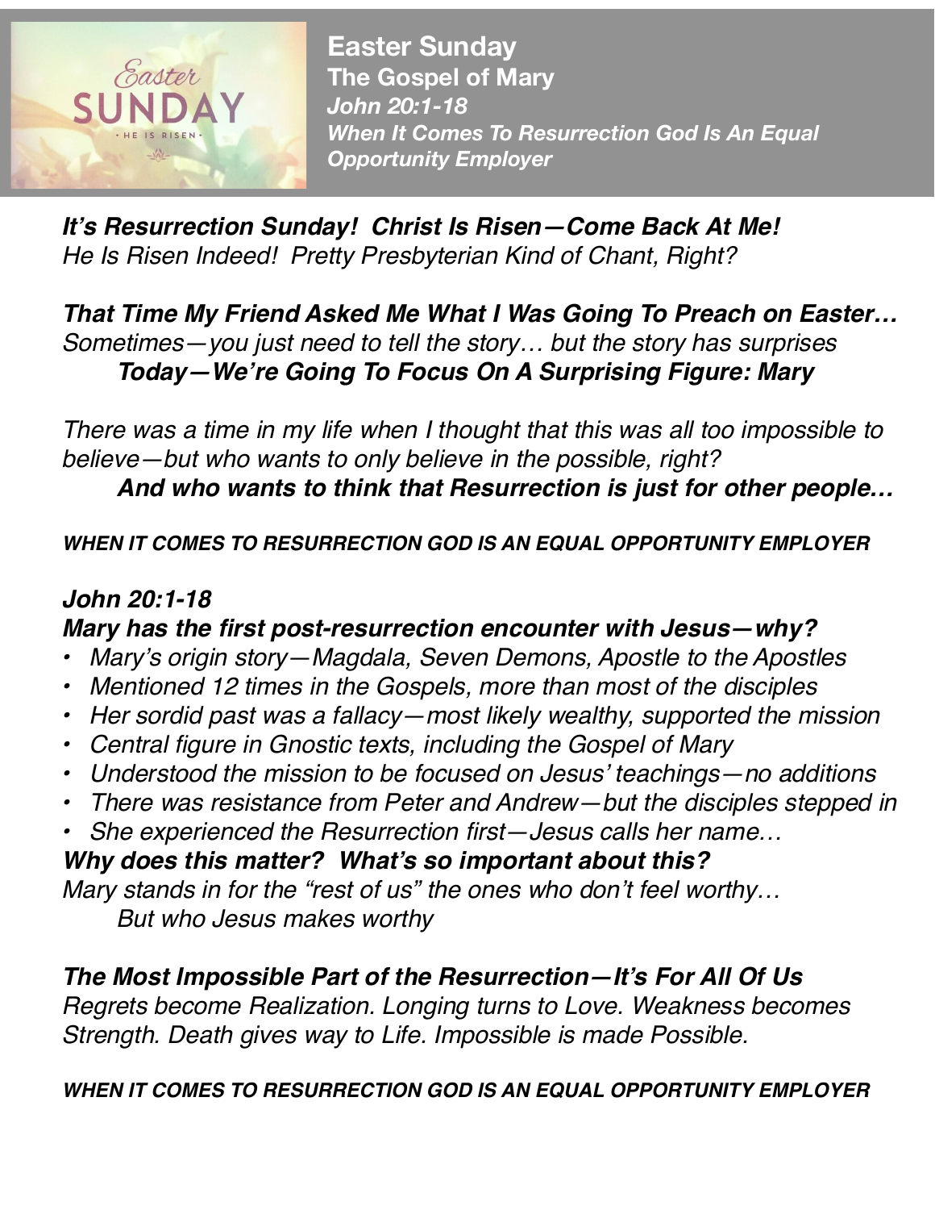# Easter Sunday

## The Gospel of Mary

***John 20:1-18***

***When It Comes To Resurrection God Is An Equal Opportunity Employer***

***It's Resurrection Sunday! Christ Is Risen—Come Back At Me!***
*He Is Risen Indeed! Pretty Presbyterian Kind of Chant, Right?*

***That Time My Friend Asked Me What I Was Going To Preach on Easter…***
*Sometimes—you just need to tell the story… but the story has surprises*
***Today—We're Going To Focus On A Surprising Figure: Mary***

*There was a time in my life when I thought that this was all too impossible to believe—but who wants to only believe in the possible, right?*
***And who wants to think that Resurrection is just for other people…***

***WHEN IT COMES TO RESURRECTION GOD IS AN EQUAL OPPORTUNITY EMPLOYER***

***John 20:1-18***
***Mary has the first post-resurrection encounter with Jesus—why?***

- *Mary's origin story—Magdala, Seven Demons, Apostle to the Apostles*
- *Mentioned 12 times in the Gospels, more than most of the disciples*
- *Her sordid past was a fallacy—most likely wealthy, supported the mission*
- *Central figure in Gnostic texts, including the Gospel of Mary*
- *Understood the mission to be focused on Jesus' teachings—no additions*
- *There was resistance from Peter and Andrew—but the disciples stepped in*
- *She experienced the Resurrection first—Jesus calls her name…*

***Why does this matter? What's so important about this?***
*Mary stands in for the "rest of us" the ones who don't feel worthy…*
*But who Jesus makes worthy*

***The Most Impossible Part of the Resurrection—It's For All Of Us***
*Regrets become Realization. Longing turns to Love. Weakness becomes Strength. Death gives way to Life. Impossible is made Possible.*

***WHEN IT COMES TO RESURRECTION GOD IS AN EQUAL OPPORTUNITY EMPLOYER***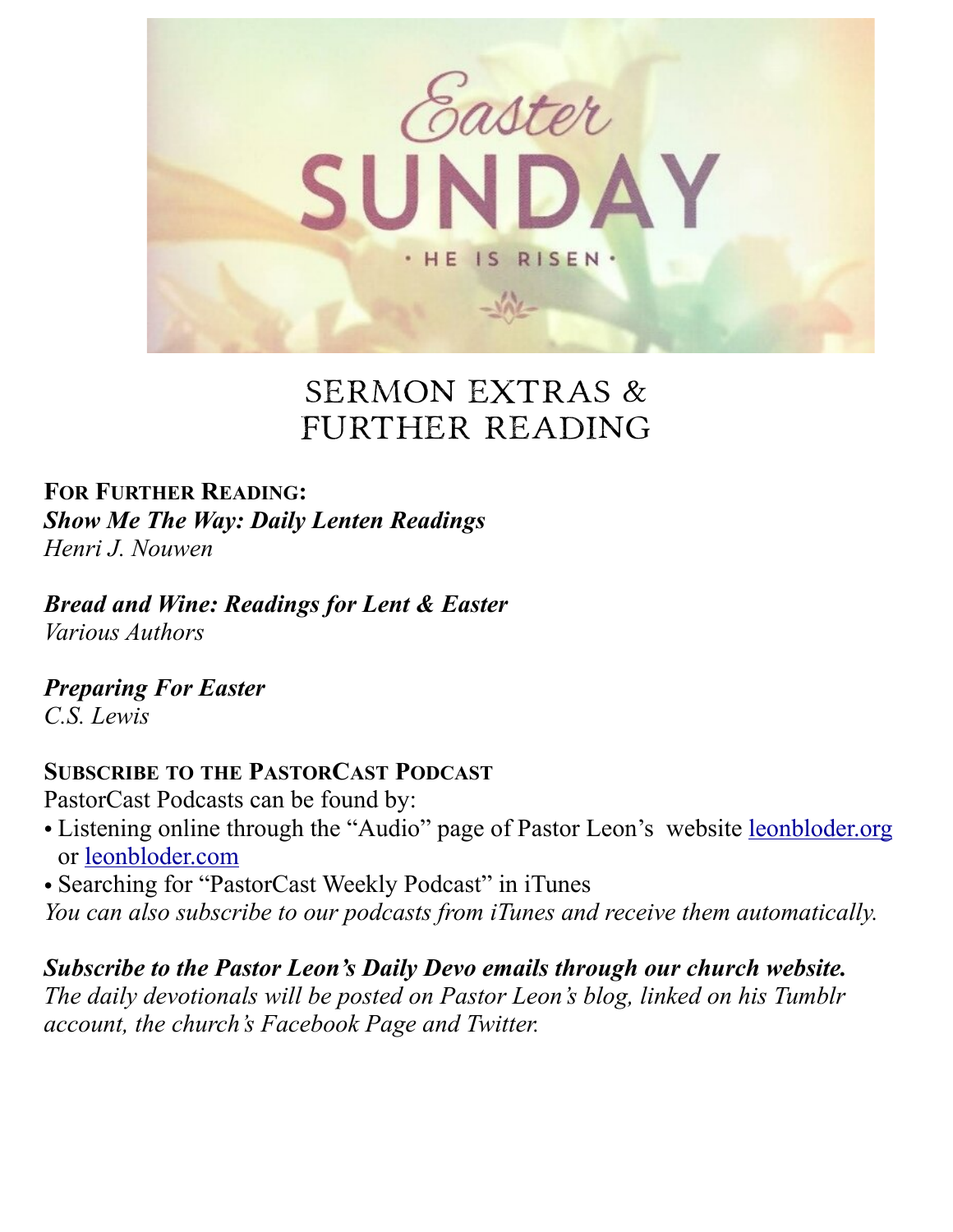Easter
SUNDAY
· HE IS RISEN ·

# SERMON EXTRAS & FURTHER READING

**FOR FURTHER READING:**

***Show Me The Way: Daily Lenten Readings***
*Henri J. Nouwen*

***Bread and Wine: Readings for Lent & Easter***
*Various Authors*

***Preparing For Easter***
*C.S. Lewis*

**SUBSCRIBE TO THE PASTORCAST PODCAST**

PastorCast Podcasts can be found by:

- Listening online through the "Audio" page of Pastor Leon's website leonbloder.org or leonbloder.com
- Searching for "PastorCast Weekly Podcast" in iTunes

*You can also subscribe to our podcasts from iTunes and receive them automatically.*

***Subscribe to the Pastor Leon's Daily Devo emails through our church website.***
*The daily devotionals will be posted on Pastor Leon's blog, linked on his Tumblr account, the church's Facebook Page and Twitter.*